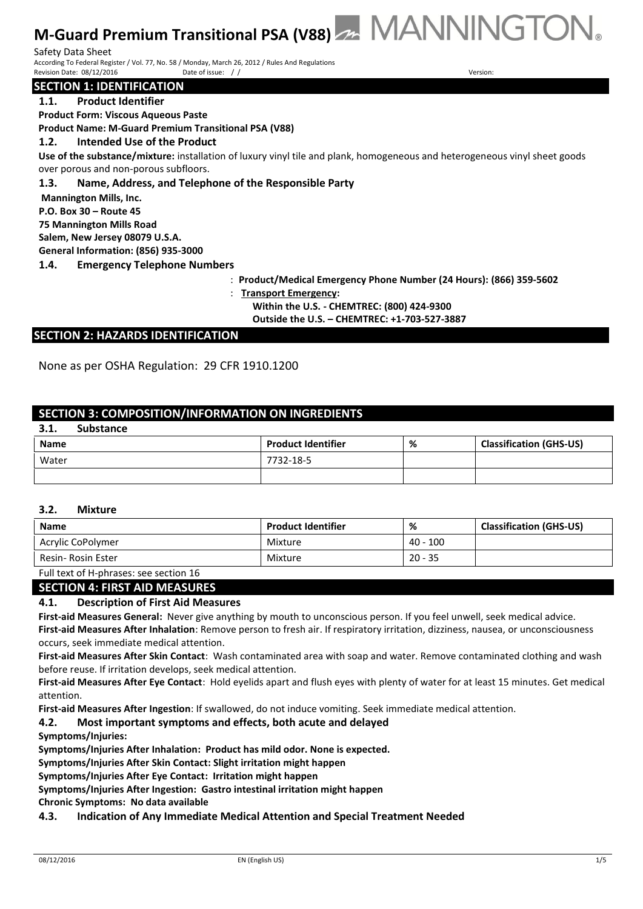# M-Guard Premium Transitional PSA (V88)

Safety Data Sheet

According To Federal Register / Vol. 77, No. 58 / Monday, March 26, 2012 / Rules And Regulations

Revision Date: 08/12/2016 Date of issue: / / Version:

## SECTION 1: IDENTIFICATION

### 1.1. Product Identifier

**Product Form: Viscous Aqueous Paste**

**Product Name: M-Guard Premium Transitional PSA (V88)**

### 1.2. Intended Use of the Product

**Use of the substance/mixture:** installation of luxury vinyl tile and plank, homogeneous and heterogeneous vinyl sheet goods over porous and non-porous subfloors.

### 1.3. Name, Address, and Telephone of the Responsible Party

**Mannington Mills, Inc.**
**P.O. Box 30 – Route 45**
**75 Mannington Mills Road**
**Salem, New Jersey 08079 U.S.A.**
**General Information: (856) 935-3000**

### 1.4. Emergency Telephone Numbers

: **Product/Medical Emergency Phone Number (24 Hours): (866) 359-5602**

: **Transport Emergency:**
**Within the U.S. - CHEMTREC: (800) 424-9300**
**Outside the U.S. – CHEMTREC: +1-703-527-3887**

## SECTION 2: HAZARDS IDENTIFICATION

None as per OSHA Regulation: 29 CFR 1910.1200

## SECTION 3: COMPOSITION/INFORMATION ON INGREDIENTS

### 3.1. Substance

| Name | Product Identifier | % | Classification (GHS-US) |
|---|---|---|---|
| Water | 7732-18-5 | | |
| | | | |

### 3.2. Mixture

| Name | Product Identifier | % | Classification (GHS-US) |
|---|---|---|---|
| Acrylic CoPolymer | Mixture | 40 - 100 | |
| Resin- Rosin Ester | Mixture | 20 - 35 | |

Full text of H-phrases: see section 16

## SECTION 4: FIRST AID MEASURES

### 4.1. Description of First Aid Measures

**First-aid Measures General:** Never give anything by mouth to unconscious person. If you feel unwell, seek medical advice.

**First-aid Measures After Inhalation**: Remove person to fresh air. If respiratory irritation, dizziness, nausea, or unconsciousness occurs, seek immediate medical attention.

**First-aid Measures After Skin Contact**: Wash contaminated area with soap and water. Remove contaminated clothing and wash before reuse. If irritation develops, seek medical attention.

**First-aid Measures After Eye Contact**: Hold eyelids apart and flush eyes with plenty of water for at least 15 minutes. Get medical attention.

**First-aid Measures After Ingestion**: If swallowed, do not induce vomiting. Seek immediate medical attention.

### 4.2. Most important symptoms and effects, both acute and delayed

**Symptoms/Injuries:**

**Symptoms/Injuries After Inhalation: Product has mild odor. None is expected.**

**Symptoms/Injuries After Skin Contact: Slight irritation might happen**

**Symptoms/Injuries After Eye Contact: Irritation might happen**

**Symptoms/Injuries After Ingestion: Gastro intestinal irritation might happen**

**Chronic Symptoms: No data available**

### 4.3. Indication of Any Immediate Medical Attention and Special Treatment Needed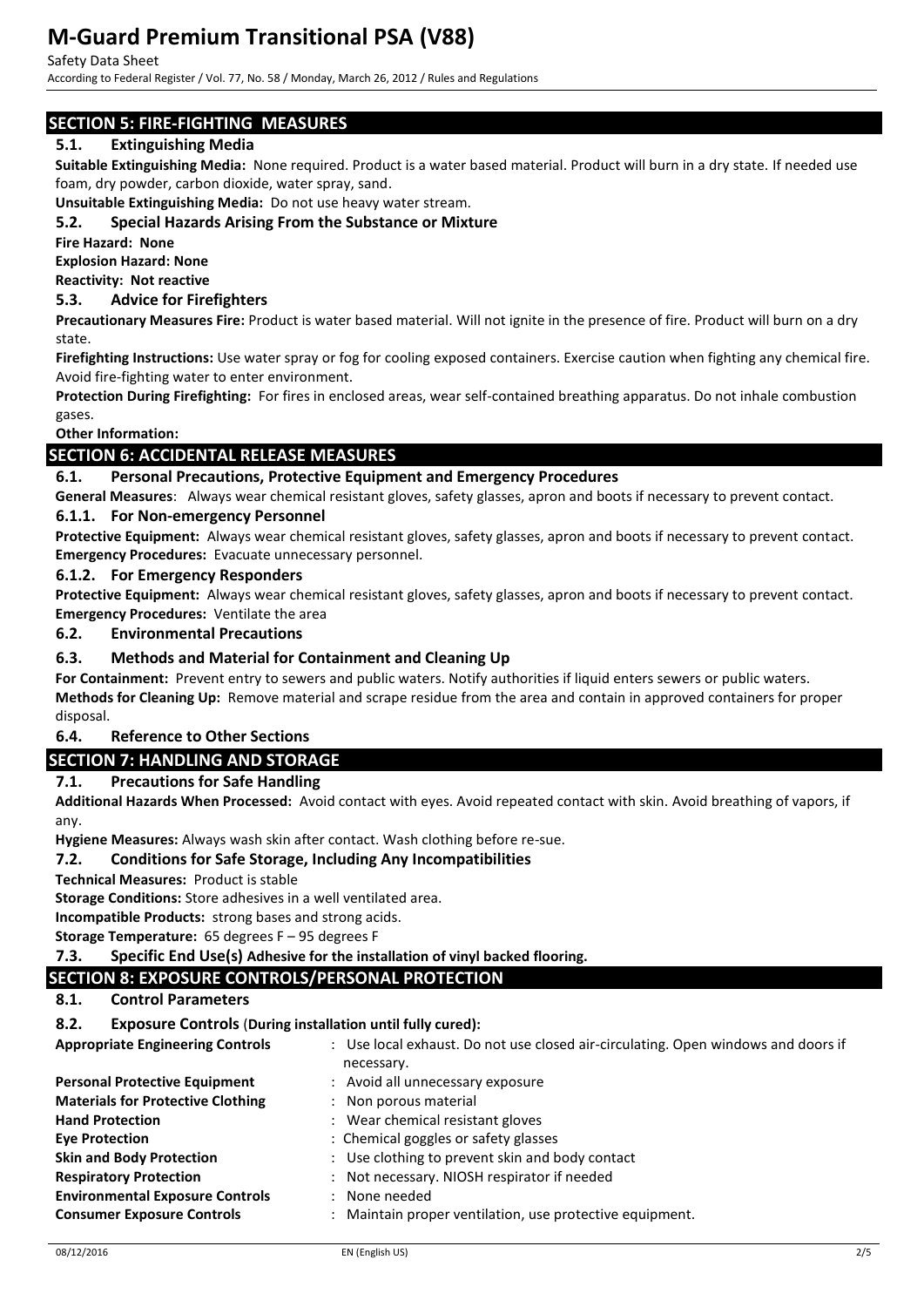## SECTION 5: FIRE-FIGHTING MEASURES

### 5.1. Extinguishing Media

**Suitable Extinguishing Media:** None required. Product is a water based material. Product will burn in a dry state. If needed use foam, dry powder, carbon dioxide, water spray, sand.

**Unsuitable Extinguishing Media:** Do not use heavy water stream.

### 5.2. Special Hazards Arising From the Substance or Mixture

**Fire Hazard: None**

**Explosion Hazard: None**

**Reactivity: Not reactive**

### 5.3. Advice for Firefighters

**Precautionary Measures Fire:** Product is water based material. Will not ignite in the presence of fire. Product will burn on a dry state.

**Firefighting Instructions:** Use water spray or fog for cooling exposed containers. Exercise caution when fighting any chemical fire. Avoid fire-fighting water to enter environment.

**Protection During Firefighting:** For fires in enclosed areas, wear self-contained breathing apparatus. Do not inhale combustion gases.

**Other Information:**

## SECTION 6: ACCIDENTAL RELEASE MEASURES

### 6.1. Personal Precautions, Protective Equipment and Emergency Procedures

**General Measures**: Always wear chemical resistant gloves, safety glasses, apron and boots if necessary to prevent contact.

#### 6.1.1. For Non-emergency Personnel

**Protective Equipment:** Always wear chemical resistant gloves, safety glasses, apron and boots if necessary to prevent contact.

**Emergency Procedures:** Evacuate unnecessary personnel.

#### 6.1.2. For Emergency Responders

**Protective Equipment:** Always wear chemical resistant gloves, safety glasses, apron and boots if necessary to prevent contact.

**Emergency Procedures:** Ventilate the area

### 6.2. Environmental Precautions

### 6.3. Methods and Material for Containment and Cleaning Up

**For Containment:** Prevent entry to sewers and public waters. Notify authorities if liquid enters sewers or public waters.

**Methods for Cleaning Up:** Remove material and scrape residue from the area and contain in approved containers for proper disposal.

### 6.4. Reference to Other Sections

## SECTION 7: HANDLING AND STORAGE

### 7.1. Precautions for Safe Handling

**Additional Hazards When Processed:** Avoid contact with eyes. Avoid repeated contact with skin. Avoid breathing of vapors, if any.

**Hygiene Measures:** Always wash skin after contact. Wash clothing before re-sue.

### 7.2. Conditions for Safe Storage, Including Any Incompatibilities

**Technical Measures:** Product is stable

**Storage Conditions:** Store adhesives in a well ventilated area.

**Incompatible Products:** strong bases and strong acids.

**Storage Temperature:** 65 degrees F – 95 degrees F

### 7.3. Specific End Use(s) Adhesive for the installation of vinyl backed flooring.

## SECTION 8: EXPOSURE CONTROLS/PERSONAL PROTECTION

### 8.1. Control Parameters

### 8.2. Exposure Controls (During installation until fully cured):

| | |
|---|---|
| **Appropriate Engineering Controls** | : Use local exhaust. Do not use closed air-circulating. Open windows and doors if necessary. |
| **Personal Protective Equipment** | : Avoid all unnecessary exposure |
| **Materials for Protective Clothing** | : Non porous material |
| **Hand Protection** | : Wear chemical resistant gloves |
| **Eye Protection** | : Chemical goggles or safety glasses |
| **Skin and Body Protection** | : Use clothing to prevent skin and body contact |
| **Respiratory Protection** | : Not necessary. NIOSH respirator if needed |
| **Environmental Exposure Controls** | : None needed |
| **Consumer Exposure Controls** | : Maintain proper ventilation, use protective equipment. |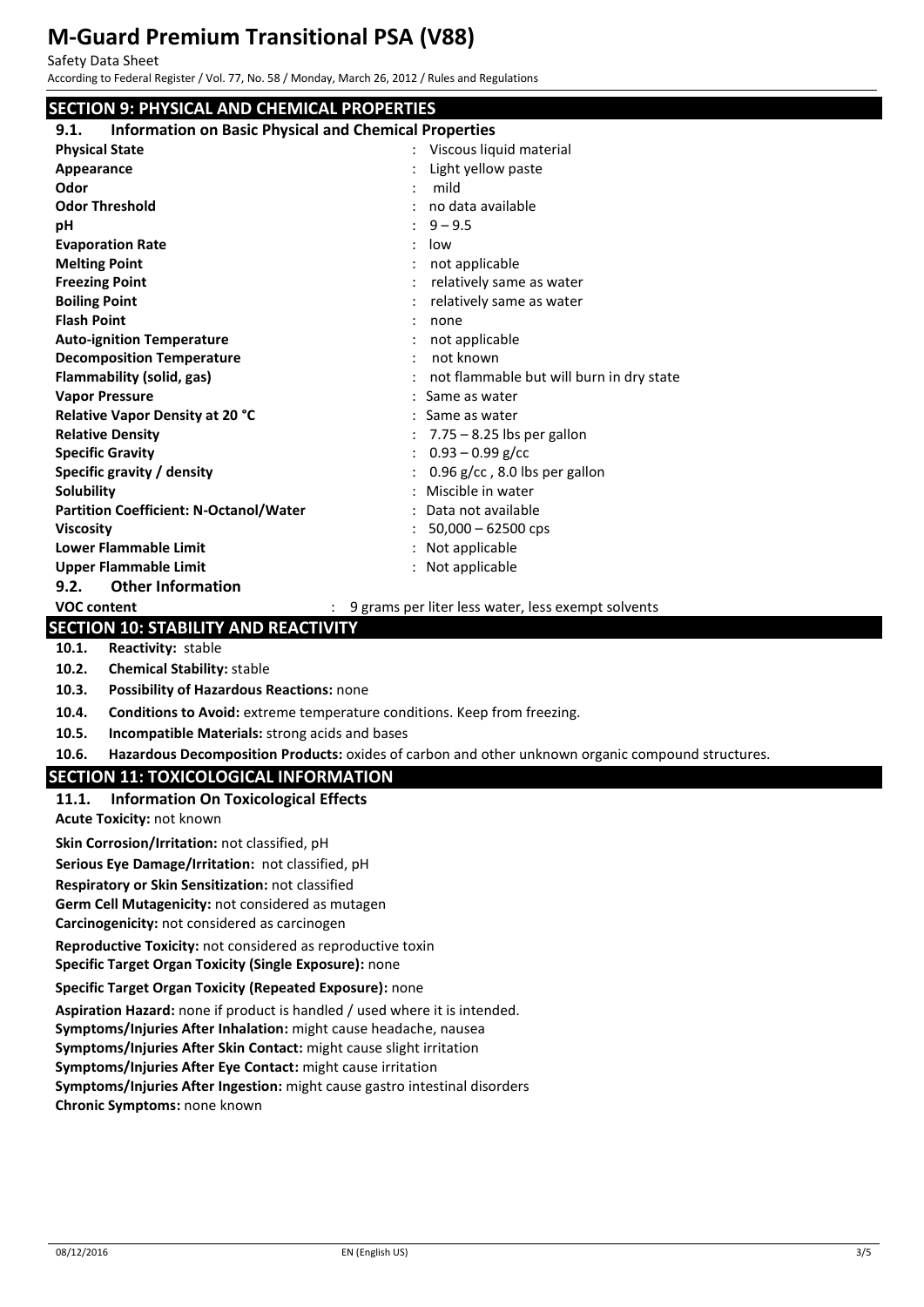## SECTION 9: PHYSICAL AND CHEMICAL PROPERTIES

### 9.1. Information on Basic Physical and Chemical Properties

| | | |
|---|---|---|
| **Physical State** | : | Viscous liquid material |
| **Appearance** | : | Light yellow paste |
| **Odor** | : | mild |
| **Odor Threshold** | : | no data available |
| **pH** | : | 9 – 9.5 |
| **Evaporation Rate** | : | low |
| **Melting Point** | : | not applicable |
| **Freezing Point** | : | relatively same as water |
| **Boiling Point** | : | relatively same as water |
| **Flash Point** | : | none |
| **Auto-ignition Temperature** | : | not applicable |
| **Decomposition Temperature** | : | not known |
| **Flammability (solid, gas)** | : | not flammable but will burn in dry state |
| **Vapor Pressure** | : | Same as water |
| **Relative Vapor Density at 20 °C** | : | Same as water |
| **Relative Density** | : | 7.75 – 8.25 lbs per gallon |
| **Specific Gravity** | : | 0.93 – 0.99 g/cc |
| **Specific gravity / density** | : | 0.96 g/cc , 8.0 lbs per gallon |
| **Solubility** | : | Miscible in water |
| **Partition Coefficient: N-Octanol/Water** | : | Data not available |
| **Viscosity** | : | 50,000 – 62500 cps |
| **Lower Flammable Limit** | : | Not applicable |
| **Upper Flammable Limit** | : | Not applicable |

### 9.2. Other Information

**VOC content** : 9 grams per liter less water, less exempt solvents

## SECTION 10: STABILITY AND REACTIVITY

**10.1. Reactivity:** stable

**10.2. Chemical Stability:** stable

**10.3. Possibility of Hazardous Reactions:** none

**10.4. Conditions to Avoid:** extreme temperature conditions. Keep from freezing.

**10.5. Incompatible Materials:** strong acids and bases

**10.6. Hazardous Decomposition Products:** oxides of carbon and other unknown organic compound structures.

## SECTION 11: TOXICOLOGICAL INFORMATION

### 11.1. Information On Toxicological Effects

**Acute Toxicity:** not known

**Skin Corrosion/Irritation:** not classified, pH

**Serious Eye Damage/Irritation:** not classified, pH

**Respiratory or Skin Sensitization:** not classified

**Germ Cell Mutagenicity:** not considered as mutagen

**Carcinogenicity:** not considered as carcinogen

**Reproductive Toxicity:** not considered as reproductive toxin

**Specific Target Organ Toxicity (Single Exposure):** none

**Specific Target Organ Toxicity (Repeated Exposure):** none

**Aspiration Hazard:** none if product is handled / used where it is intended.

**Symptoms/Injuries After Inhalation:** might cause headache, nausea

**Symptoms/Injuries After Skin Contact:** might cause slight irritation

**Symptoms/Injuries After Eye Contact:** might cause irritation

**Symptoms/Injuries After Ingestion:** might cause gastro intestinal disorders

**Chronic Symptoms:** none known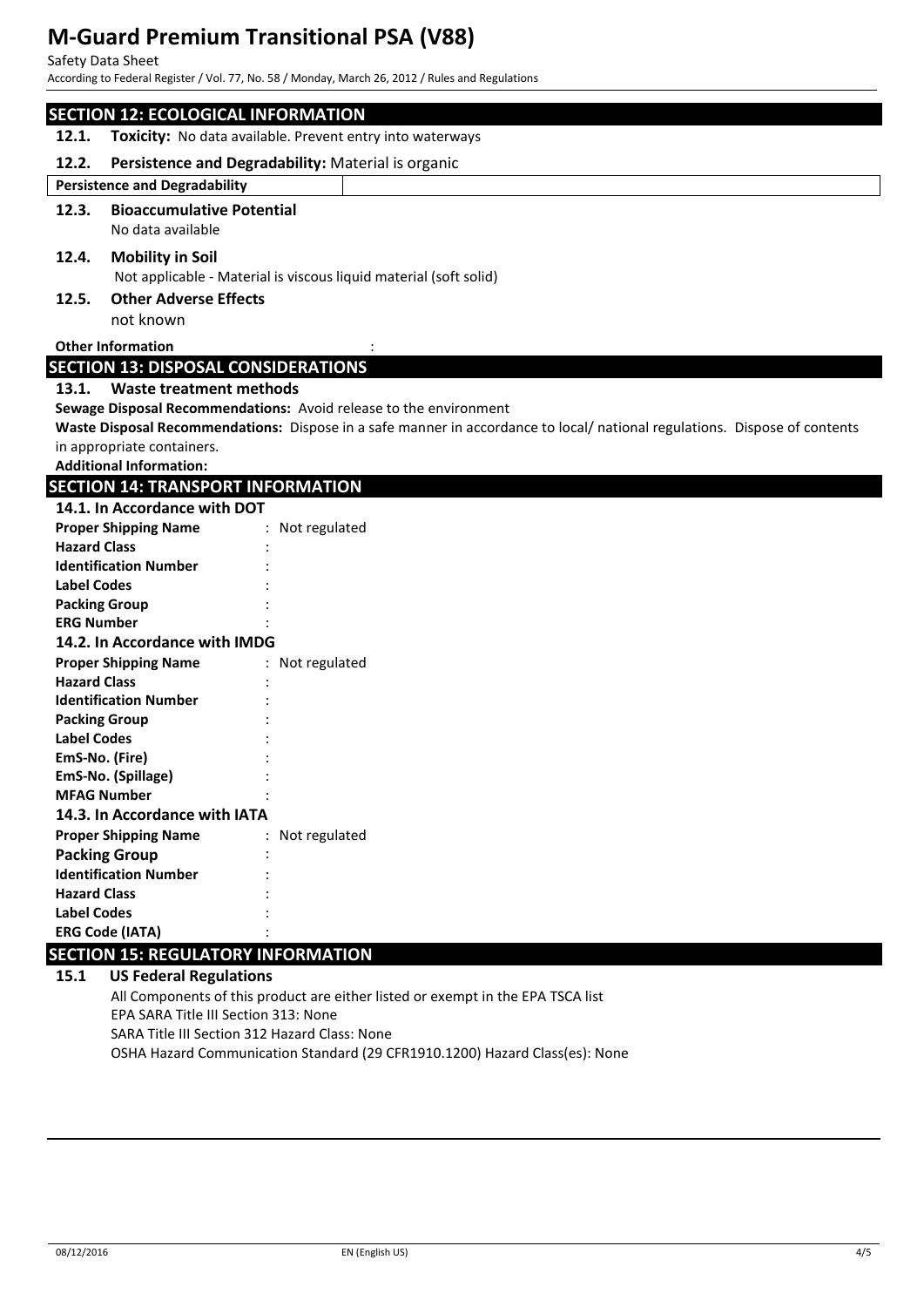## SECTION 12: ECOLOGICAL INFORMATION

**12.1. Toxicity:** No data available. Prevent entry into waterways

**12.2. Persistence and Degradability:** Material is organic

| Persistence and Degradability | |
|---|---|

**12.3. Bioaccumulative Potential**

No data available

**12.4. Mobility in Soil**

Not applicable - Material is viscous liquid material (soft solid)

**12.5. Other Adverse Effects**

not known

**Other Information** :

## SECTION 13: DISPOSAL CONSIDERATIONS

**13.1. Waste treatment methods**

**Sewage Disposal Recommendations:** Avoid release to the environment

**Waste Disposal Recommendations:** Dispose in a safe manner in accordance to local/ national regulations. Dispose of contents in appropriate containers.

**Additional Information:**

## SECTION 14: TRANSPORT INFORMATION

**14.1. In Accordance with DOT**

**Proper Shipping Name** : Not regulated
**Hazard Class** :
**Identification Number** :
**Label Codes** :
**Packing Group** :
**ERG Number** :

**14.2. In Accordance with IMDG**

**Proper Shipping Name** : Not regulated
**Hazard Class** :
**Identification Number** :
**Packing Group** :
**Label Codes** :
**EmS-No. (Fire)** :
**EmS-No. (Spillage)** :
**MFAG Number** :

**14.3. In Accordance with IATA**

**Proper Shipping Name** : Not regulated
**Packing Group** :
**Identification Number** :
**Hazard Class** :
**Label Codes** :
**ERG Code (IATA)** :

## SECTION 15: REGULATORY INFORMATION

**15.1 US Federal Regulations**

All Components of this product are either listed or exempt in the EPA TSCA list
EPA SARA Title III Section 313: None
SARA Title III Section 312 Hazard Class: None
OSHA Hazard Communication Standard (29 CFR1910.1200) Hazard Class(es): None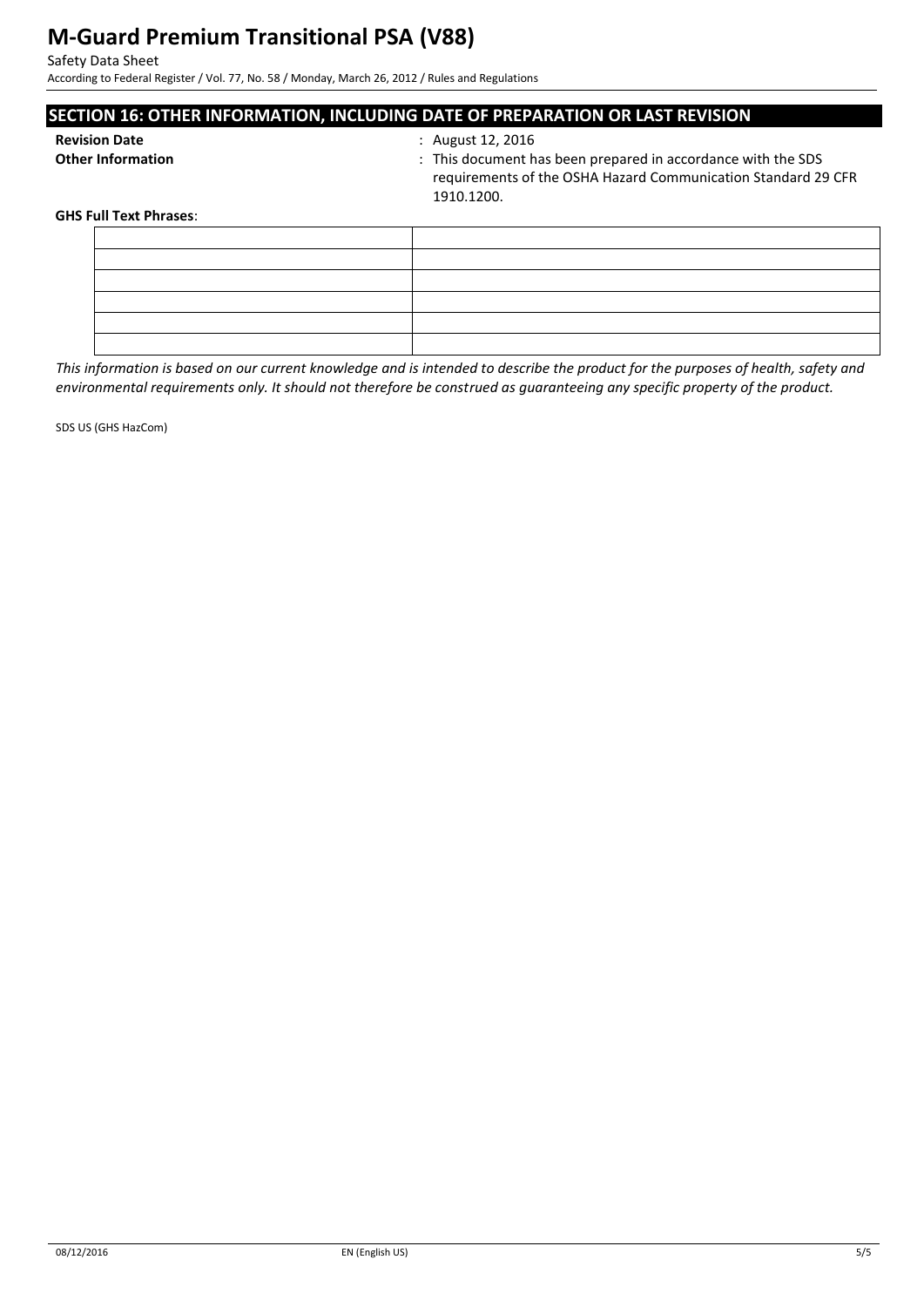## SECTION 16: OTHER INFORMATION, INCLUDING DATE OF PREPARATION OR LAST REVISION

**Revision Date** : August 12, 2016

**Other Information** : This document has been prepared in accordance with the SDS requirements of the OSHA Hazard Communication Standard 29 CFR 1910.1200.

**GHS Full Text Phrases**:

| | |
|---|---|
| | |
| | |
| | |
| | |
| | |
| | |

*This information is based on our current knowledge and is intended to describe the product for the purposes of health, safety and environmental requirements only. It should not therefore be construed as guaranteeing any specific property of the product.*

SDS US (GHS HazCom)